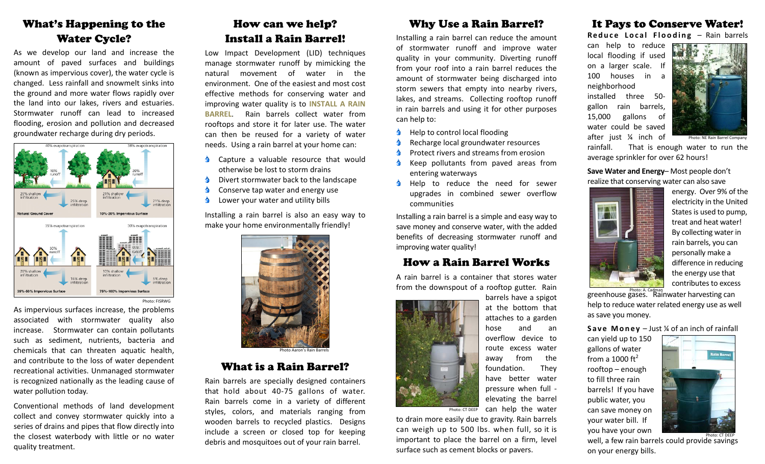# What's Happening to the Water Cycle?

As we develop our land and increase the amount of paved surfaces and buildings (known as impervious cover), the water cycle is changed. Less rainfall and snowmelt sinks into the ground and more water flows rapidly over the land into our lakes, rivers and estuaries. Stormwater runoff can lead to increased flooding, erosion and pollution and decreased groundwater recharge during dry periods.

Photo: FISRWG

As impervious surfaces increase, the problems associated with stormwater quality also increase. Stormwater can contain pollutants such as sediment, nutrients, bacteria and chemicals that can threaten aquatic health, and contribute to the loss of water dependent recreational activities. Unmanaged stormwater is recognized nationally as the leading cause of water pollution today.

Conventional methods of land development collect and convey stormwater quickly into a series of drains and pipes that flow directly into the closest waterbody with little or no water quality treatment.

# How can we help? Install a Rain Barrel!

Low Impact Development (LID) techniques manage stormwater runoff by mimicking the natural movement of water in the environment. One of the easiest and most cost effective methods for conserving water and improving water quality is to **INSTALL A RAIN BARREL**. Rain barrels collect water from rooftops and store it for later use. The water can then be reused for a variety of water needs. Using a rain barrel at your home can:

- Capture a valuable resource that would otherwise be lost to storm drains
- Divert stormwater back to the landscape
- Conserve tap water and energy use
- Lower your water and utility bills

Installing a rain barrel is also an easy way to make your home environmentally friendly!

Photo Aaron's Rain Barrels

# What is a Rain Barrel?

Rain barrels are specially designed containers that hold about 40-75 gallons of water. Rain barrels come in a variety of different styles, colors, and materials ranging from wooden barrels to recycled plastics. Designs include a screen or closed top for keeping debris and mosquitoes out of your rain barrel.

# Why Use a Rain Barrel?

Installing a rain barrel can reduce the amount of stormwater runoff and improve water quality in your community. Diverting runoff from your roof into a rain barrel reduces the amount of stormwater being discharged into storm sewers that empty into nearby rivers, lakes, and streams. Collecting rooftop runoff in rain barrels and using it for other purposes can help to:

- Help to control local flooding
- Recharge local groundwater resources
- Protect rivers and streams from erosion
- Keep pollutants from paved areas from entering waterways
- Help to reduce the need for sewer upgrades in combined sewer overflow communities

Installing a rain barrel is a simple and easy way to save money and conserve water, with the added benefits of decreasing stormwater runoff and improving water quality!

# How a Rain Barrel Works

A rain barrel is a container that stores water from the downspout of a rooftop gutter. Rain barrels have a spigot at the bottom that attaches to a garden hose and an overflow device to route excess water away from the foundation. They have better water pressure when full - elevating the barrel can help the water to drain more easily due to gravity. Rain barrels can weigh up to 500 lbs. when full, so it is important to place the barrel on a firm, level surface such as cement blocks or pavers.

Photo: CT DEEP

# It Pays to Conserve Water!

**Reduce Local Flooding** – Rain barrels can help to reduce local flooding if used on a larger scale. If 100 houses in a neighborhood installed three 50-gallon rain barrels, 15,000 gallons of water could be saved after just ¼ inch of rainfall. That is enough water to run the average sprinkler for over 62 hours!

Photo: NE Rain Barrel Company

**Save Water and Energy**– Most people don't realize that conserving water can also save energy. Over 9% of the electricity in the United States is used to pump, treat and heat water! By collecting water in rain barrels, you can personally make a difference in reducing the energy use that contributes to excess greenhouse gases. Rainwater harvesting can help to reduce water related energy use as well as save you money.

Photo: A. Cadman

**Save Money** – Just ¼ of an inch of rainfall can yield up to 150 gallons of water from a 1000 $ft^2$ rooftop – enough to fill three rain barrels! If you have public water, you can save money on your water bill. If you have your own well, a few rain barrels could provide savings on your energy bills.

Photo: CT DEEP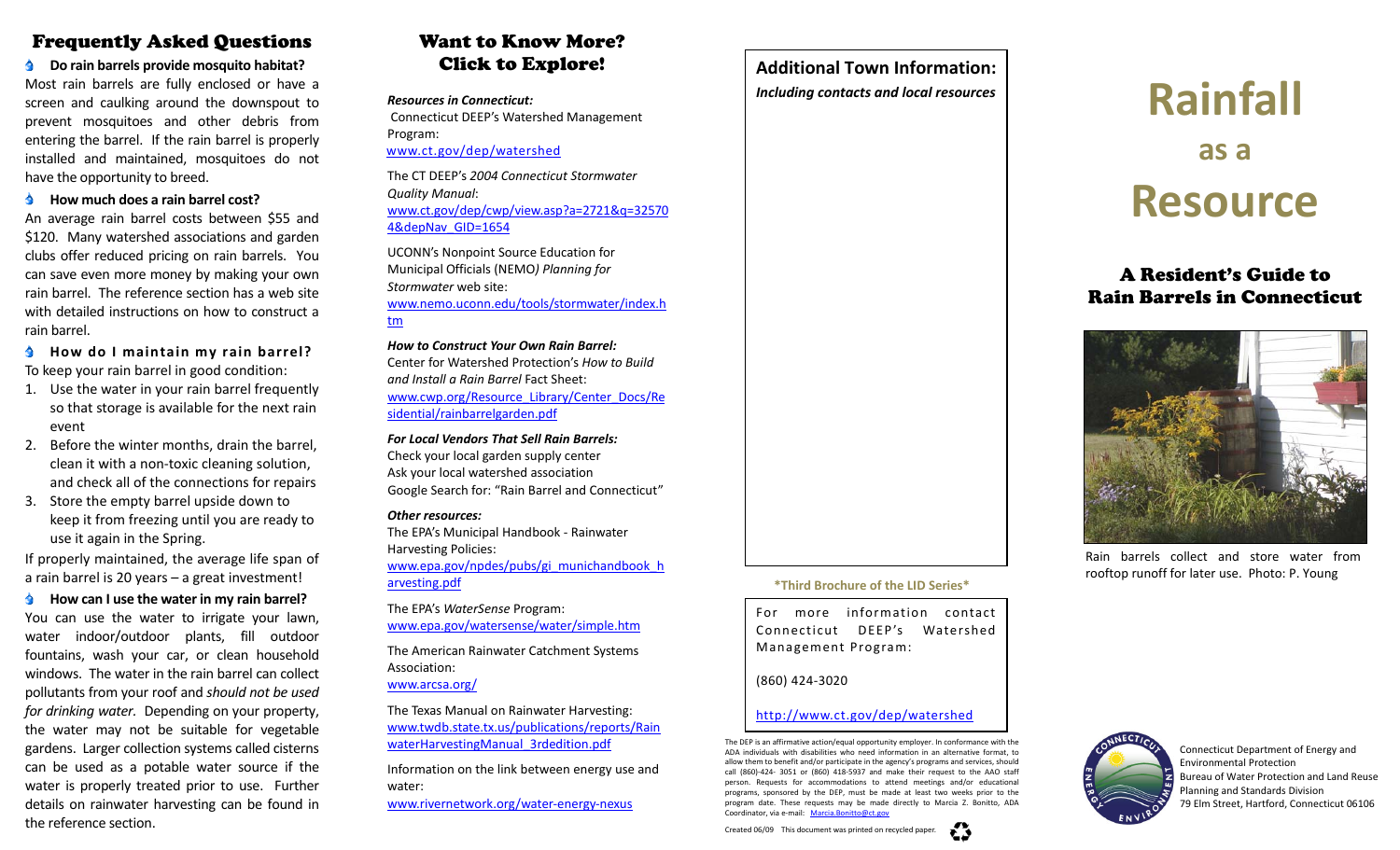## Frequently Asked Questions

**Do rain barrels provide mosquito habitat?**

Most rain barrels are fully enclosed or have a screen and caulking around the downspout to prevent mosquitoes and other debris from entering the barrel. If the rain barrel is properly installed and maintained, mosquitoes do not have the opportunity to breed.

**How much does a rain barrel cost?**

An average rain barrel costs between $55 and $120. Many watershed associations and garden clubs offer reduced pricing on rain barrels. You can save even more money by making your own rain barrel. The reference section has a web site with detailed instructions on how to construct a rain barrel.

**How do I maintain my rain barrel?**

To keep your rain barrel in good condition:

1. Use the water in your rain barrel frequently so that storage is available for the next rain event
2. Before the winter months, drain the barrel, clean it with a non-toxic cleaning solution, and check all of the connections for repairs
3. Store the empty barrel upside down to keep it from freezing until you are ready to use it again in the Spring.

If properly maintained, the average life span of a rain barrel is 20 years – a great investment!

**How can I use the water in my rain barrel?**

You can use the water to irrigate your lawn, water indoor/outdoor plants, fill outdoor fountains, wash your car, or clean household windows. The water in the rain barrel can collect pollutants from your roof and *should not be used for drinking water.* Depending on your property, the water may not be suitable for vegetable gardens. Larger collection systems called cisterns can be used as a potable water source if the water is properly treated prior to use. Further details on rainwater harvesting can be found in the reference section.

## Want to Know More? Click to Explore!

***Resources in Connecticut:***

Connecticut DEEP's Watershed Management Program:
www.ct.gov/dep/watershed

The CT DEEP's *2004 Connecticut Stormwater Quality Manual*:
www.ct.gov/dep/cwp/view.asp?a=2721&q=325704&depNav_GID=1654

UCONN's Nonpoint Source Education for Municipal Officials (NEMO*) Planning for Stormwater* web site:
www.nemo.uconn.edu/tools/stormwater/index.htm

***How to Construct Your Own Rain Barrel:***

Center for Watershed Protection's *How to Build and Install a Rain Barrel* Fact Sheet:
www.cwp.org/Resource_Library/Center_Docs/Residential/rainbarrelgarden.pdf

***For Local Vendors That Sell Rain Barrels:***

Check your local garden supply center
Ask your local watershed association
Google Search for: "Rain Barrel and Connecticut"

***Other resources:***

The EPA's Municipal Handbook - Rainwater Harvesting Policies:
www.epa.gov/npdes/pubs/gi_munichandbook_harvesting.pdf

The EPA's *WaterSense* Program:
www.epa.gov/watersense/water/simple.htm

The American Rainwater Catchment Systems Association:
www.arcsa.org/

The Texas Manual on Rainwater Harvesting:
www.twdb.state.tx.us/publications/reports/RainwaterHarvestingManual_3rdedition.pdf

Information on the link between energy use and water:
www.rivernetwork.org/water-energy-nexus

## Additional Town Information:

***Including contacts and local resources***

**\*Third Brochure of the LID Series\***

For more information contact Connecticut DEEP's Watershed Management Program:

(860) 424-3020

http://www.ct.gov/dep/watershed

The DEP is an affirmative action/equal opportunity employer. In conformance with the ADA individuals with disabilities who need information in an alternative format, to allow them to benefit and/or participate in the agency's programs and services, should call (860)-424- 3051 or (860) 418-5937 and make their request to the AAO staff person. Requests for accommodations to attend meetings and/or educational programs, sponsored by the DEP, must be made at least two weeks prior to the program date. These requests may be made directly to Marcia Z. Bonitto, ADA Coordinator, via e-mail: Marcia.Bonitto@ct.gov

Created 06/09 This document was printed on recycled paper.

# Rainfall as a Resource

## A Resident's Guide to Rain Barrels in Connecticut

Rain barrels collect and store water from rooftop runoff for later use. Photo: P. Young

Connecticut Department of Energy and Environmental Protection
Bureau of Water Protection and Land Reuse
Planning and Standards Division
79 Elm Street, Hartford, Connecticut 06106